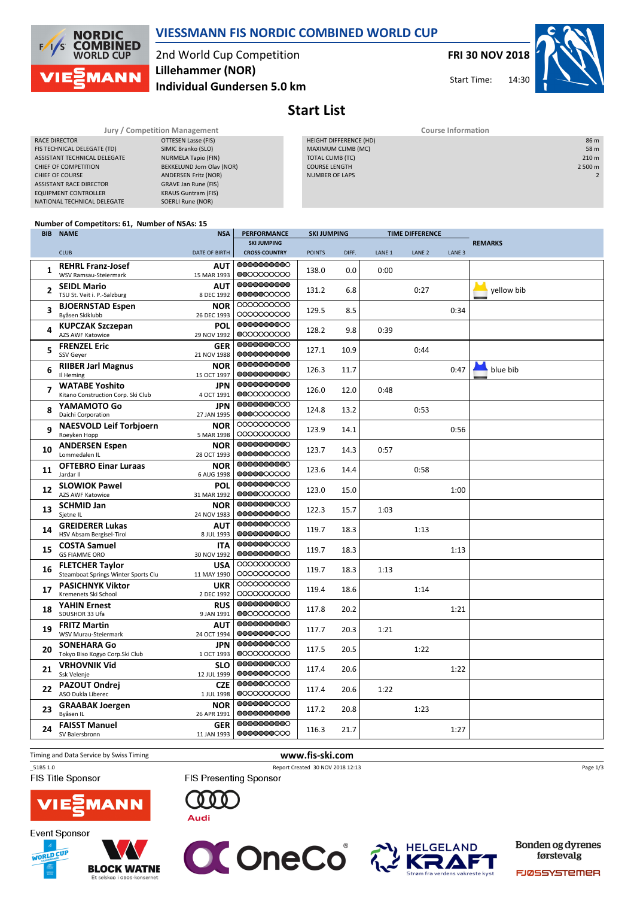# VIESSMANN FIS NORDIC COMBINED WORLD CUP

2nd World Cup Competition
**Lillehammer (NOR)**
**Individual Gundersen 5.0 km**

**FRI 30 NOV 2018**
Start Time: 14:30

## Start List

### Jury / Competition Management

| | |
|---|---|
| RACE DIRECTOR | OTTESEN Lasse (FIS) |
| FIS TECHNICAL DELEGATE (TD) | SIMIC Branko (SLO) |
| ASSISTANT TECHNICAL DELEGATE | NURMELA Tapio (FIN) |
| CHIEF OF COMPETITION | BEKKELUND Jorn Olav (NOR) |
| CHIEF OF COURSE | ANDERSEN Fritz (NOR) |
| ASSISTANT RACE DIRECTOR | GRAVE Jan Rune (FIS) |
| EQUIPMENT CONTROLLER | KRAUS Guntram (FIS) |
| NATIONAL TECHNICAL DELEGATE | SOERLI Rune (NOR) |

### Course Information

| | |
|---|---|
| HEIGHT DIFFERENCE (HD) | 86 m |
| MAXIMUM CLIMB (MC) | 58 m |
| TOTAL CLIMB (TC) | 210 m |
| COURSE LENGTH | 2 500 m |
| NUMBER OF LAPS | 2 |

**Number of Competitors: 61, Number of NSAs: 15**

| BIB | NAME / CLUB | NSA / DATE OF BIRTH | SKI JUMPING POINTS | DIFF. | LANE 1 | LANE 2 | LANE 3 | REMARKS |
|---|---|---|---|---|---|---|---|---|
| 1 | **REHRL Franz-Josef** WSV Ramsau-Steiermark | AUT 15 MAR 1993 | 138.0 | 0.0 | 0:00 | | | |
| 2 | **SEIDL Mario** TSU St. Veit i. P.-Salzburg | AUT 8 DEC 1992 | 131.2 | 6.8 | | 0:27 | | yellow bib |
| 3 | **BJOERNSTAD Espen** Byåsen Skiklubb | NOR 26 DEC 1993 | 129.5 | 8.5 | | | 0:34 | |
| 4 | **KUPCZAK Szczepan** AZS AWF Katowice | POL 29 NOV 1992 | 128.2 | 9.8 | 0:39 | | | |
| 5 | **FRENZEL Eric** SSV Geyer | GER 21 NOV 1988 | 127.1 | 10.9 | | 0:44 | | |
| 6 | **RIIBER Jarl Magnus** Il Heming | NOR 15 OCT 1997 | 126.3 | 11.7 | | | 0:47 | blue bib |
| 7 | **WATABE Yoshito** Kitano Construction Corp. Ski Club | JPN 4 OCT 1991 | 126.0 | 12.0 | 0:48 | | | |
| 8 | **YAMAMOTO Go** Daichi Corporation | JPN 27 JAN 1995 | 124.8 | 13.2 | | 0:53 | | |
| 9 | **NAESVOLD Leif Torbjoern** Roeyken Hopp | NOR 5 MAR 1998 | 123.9 | 14.1 | | | 0:56 | |
| 10 | **ANDERSEN Espen** Lommedalen IL | NOR 28 OCT 1993 | 123.7 | 14.3 | 0:57 | | | |
| 11 | **OFTEBRO Einar Luraas** Jardar Il | NOR 6 AUG 1998 | 123.6 | 14.4 | | 0:58 | | |
| 12 | **SLOWIOK Pawel** AZS AWF Katowice | POL 31 MAR 1992 | 123.0 | 15.0 | | | 1:00 | |
| 13 | **SCHMID Jan** Sjetne IL | NOR 24 NOV 1983 | 122.3 | 15.7 | 1:03 | | | |
| 14 | **GREIDERER Lukas** HSV Absam Bergisel-Tirol | AUT 8 JUL 1993 | 119.7 | 18.3 | | 1:13 | | |
| 15 | **COSTA Samuel** GS FIAMME ORO | ITA 30 NOV 1992 | 119.7 | 18.3 | | | 1:13 | |
| 16 | **FLETCHER Taylor** Steamboat Springs Winter Sports Clu | USA 11 MAY 1990 | 119.7 | 18.3 | 1:13 | | | |
| 17 | **PASICHNYK Viktor** Kremenets Ski School | UKR 2 DEC 1992 | 119.4 | 18.6 | | 1:14 | | |
| 18 | **YAHIN Ernest** SDUSHOR 33 Ufa | RUS 9 JAN 1991 | 117.8 | 20.2 | | | 1:21 | |
| 19 | **FRITZ Martin** WSV Murau-Steiermark | AUT 24 OCT 1994 | 117.7 | 20.3 | 1:21 | | | |
| 20 | **SONEHARA Go** Tokyo Biso Kogyo Corp.Ski Club | JPN 1 OCT 1993 | 117.5 | 20.5 | | 1:22 | | |
| 21 | **VRHOVNIK Vid** Ssk Velenje | SLO 12 JUL 1999 | 117.4 | 20.6 | | | 1:22 | |
| 22 | **PAZOUT Ondrej** ASO Dukla Liberec | CZE 1 JUL 1998 | 117.4 | 20.6 | 1:22 | | | |
| 23 | **GRAABAK Joergen** Byåsen IL | NOR 26 APR 1991 | 117.2 | 20.8 | | 1:23 | | |
| 24 | **FAISST Manuel** SV Baiersbronn | GER 11 JAN 1993 | 116.3 | 21.7 | | | 1:27 | |

Timing and Data Service by Swiss Timing
www.fis-ski.com
_51B5 1.0 Report Created 30 NOV 2018 12:13

FIS Title Sponsor: VIESSMANN
FIS Presenting Sponsor: Audi
Event Sponsor: BLOCK WATNE, OneCo, HELGELAND KRAFT, Bonden og dyrenes førstevalg FJØSSYSTEMER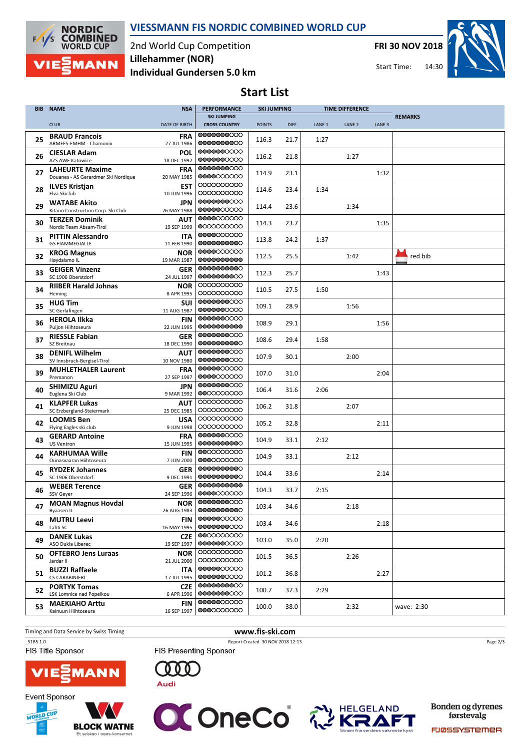# VIESSMANN FIS NORDIC COMBINED WORLD CUP

2nd World Cup Competition
**Lillehammer (NOR)**
**Individual Gundersen 5.0 km**

**FRI 30 NOV 2018**
Start Time: 14:30

## Start List

| BIB | NAME / CLUB | NSA / DATE OF BIRTH | POINTS | DIFF. | LANE 1 | LANE 2 | LANE 3 | REMARKS |
|---|---|---|---|---|---|---|---|---|
| 25 | **BRAUD Francois** ARMEES-EMHM - Chamonix | FRA 27 JUL 1986 | 116.3 | 21.7 | 1:27 | | | |
| 26 | **CIESLAR Adam** AZS AWF Katowice | POL 18 DEC 1992 | 116.2 | 21.8 | | 1:27 | | |
| 27 | **LAHEURTE Maxime** Douanes - AS Gerardmer Ski Nordique | FRA 20 MAY 1985 | 114.9 | 23.1 | | | 1:32 | |
| 28 | **ILVES Kristjan** Elva Skiclub | EST 10 JUN 1996 | 114.6 | 23.4 | 1:34 | | | |
| 29 | **WATABE Akito** Kitano Construction Corp. Ski Club | JPN 26 MAY 1988 | 114.4 | 23.6 | | 1:34 | | |
| 30 | **TERZER Dominik** Nordic Team Absam-Tirol | AUT 19 SEP 1999 | 114.3 | 23.7 | | | 1:35 | |
| 31 | **PITTIN Alessandro** GS FIAMMEGIALLE | ITA 11 FEB 1990 | 113.8 | 24.2 | 1:37 | | | |
| 32 | **KROG Magnus** Høydalsmo IL | NOR 19 MAR 1987 | 112.5 | 25.5 | | 1:42 | | red bib |
| 33 | **GEIGER Vinzenz** SC 1906 Oberstdorf | GER 24 JUL 1997 | 112.3 | 25.7 | | | 1:43 | |
| 34 | **RIIBER Harald Johnas** Heming | NOR 8 APR 1995 | 110.5 | 27.5 | 1:50 | | | |
| 35 | **HUG Tim** SC Gerlafingen | SUI 11 AUG 1987 | 109.1 | 28.9 | | 1:56 | | |
| 36 | **HEROLA Ilkka** Puijon Hiihtoseura | FIN 22 JUN 1995 | 108.9 | 29.1 | | | 1:56 | |
| 37 | **RIESSLE Fabian** SZ Breitnau | GER 18 DEC 1990 | 108.6 | 29.4 | 1:58 | | | |
| 38 | **DENIFL Wilhelm** SV Innsbruck-Bergisel-Tirol | AUT 10 NOV 1980 | 107.9 | 30.1 | | 2:00 | | |
| 39 | **MUHLETHALER Laurent** Premanon | FRA 27 SEP 1997 | 107.0 | 31.0 | | | 2:04 | |
| 40 | **SHIMIZU Aguri** Euglena Ski Club | JPN 9 MAR 1992 | 106.4 | 31.6 | 2:06 | | | |
| 41 | **KLAPFER Lukas** SC Erzbergland-Steiermark | AUT 25 DEC 1985 | 106.2 | 31.8 | | 2:07 | | |
| 42 | **LOOMIS Ben** Flying Eagles ski club | USA 9 JUN 1998 | 105.2 | 32.8 | | | 2:11 | |
| 43 | **GERARD Antoine** US Ventron | FRA 15 JUN 1995 | 104.9 | 33.1 | 2:12 | | | |
| 44 | **KARHUMAA Wille** Ounasvaaran Hiihtoseura | FIN 7 JUN 2000 | 104.9 | 33.1 | | 2:12 | | |
| 45 | **RYDZEK Johannes** SC 1906 Oberstdorf | GER 9 DEC 1991 | 104.4 | 33.6 | | | 2:14 | |
| 46 | **WEBER Terence** SSV Geyer | GER 24 SEP 1996 | 104.3 | 33.7 | 2:15 | | | |
| 47 | **MOAN Magnus Hovdal** Byaasen IL | NOR 26 AUG 1983 | 103.4 | 34.6 | | 2:18 | | |
| 48 | **MUTRU Leevi** Lahti SC | FIN 16 MAY 1995 | 103.4 | 34.6 | | | 2:18 | |
| 49 | **DANEK Lukas** ASO Dukla Liberec | CZE 19 SEP 1997 | 103.0 | 35.0 | 2:20 | | | |
| 50 | **OFTEBRO Jens Luraas** Jardar Il | NOR 21 JUL 2000 | 101.5 | 36.5 | | 2:26 | | |
| 51 | **BUZZI Raffaele** CS CARABINIERI | ITA 17 JUL 1995 | 101.2 | 36.8 | | | 2:27 | |
| 52 | **PORTYK Tomas** LSK Lomnice nad Popelkou | CZE 6 APR 1996 | 100.7 | 37.3 | 2:29 | | | |
| 53 | **MAEKIAHO Arttu** Kainuun Hiihtoseura | FIN 16 SEP 1997 | 100.0 | 38.0 | | 2:32 | | wave: 2:30 |

Timing and Data Service by Swiss Timing

www.fis-ski.com

_51B5 1.0 Report Created 30 NOV 2018 12:13

FIS Title Sponsor: VIESSMANN

FIS Presenting Sponsor: Audi

Event Sponsor: World Cup Lillehammer, BLOCK WATNE (Et selskap i OBOS-konsernet), OneCo, HELGELAND KRAFT (Strøm fra verdens vakreste kyst), Bonden og dyrenes førstevalg FJØSSYSTEMER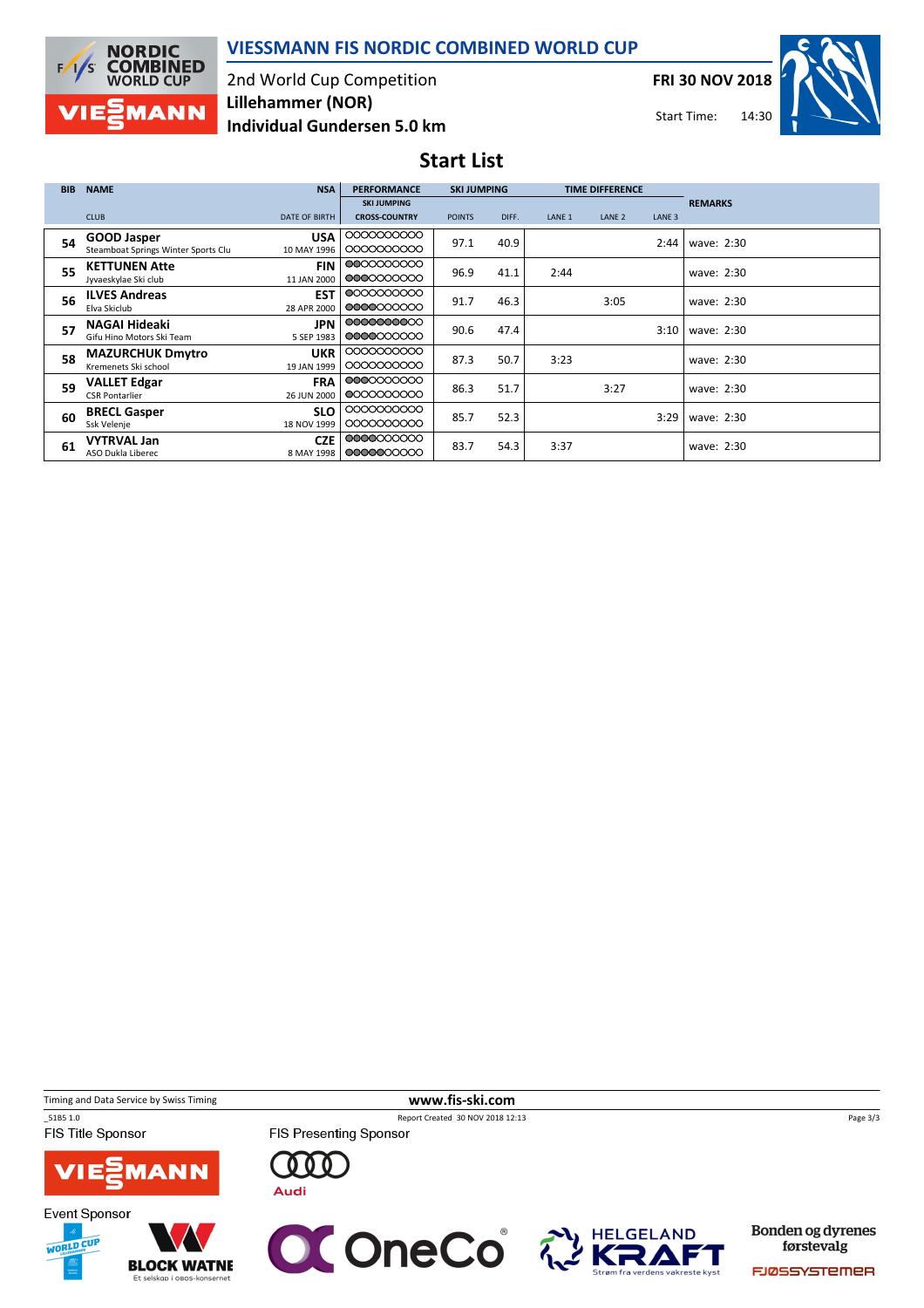# VIESSMANN FIS NORDIC COMBINED WORLD CUP

2nd World Cup Competition
**Lillehammer (NOR)**
**Individual Gundersen 5.0 km**

**FRI 30 NOV 2018**
Start Time: 14:30

## Start List

| BIB | NAME / CLUB | NSA / DATE OF BIRTH | PERFORMANCE SKI JUMPING / CROSS-COUNTRY | SKI JUMPING POINTS | DIFF. | TIME DIFFERENCE LANE 1 | LANE 2 | LANE 3 | REMARKS |
|---|---|---|---|---|---|---|---|---|---|
| 54 | **GOOD Jasper** Steamboat Springs Winter Sports Clu | **USA** 10 MAY 1996 | | 97.1 | 40.9 | | | 2:44 | wave: 2:30 |
| 55 | **KETTUNEN Atte** Jyvaeskylae Ski club | **FIN** 11 JAN 2000 | | 96.9 | 41.1 | 2:44 | | | wave: 2:30 |
| 56 | **ILVES Andreas** Elva Skiclub | **EST** 28 APR 2000 | | 91.7 | 46.3 | | 3:05 | | wave: 2:30 |
| 57 | **NAGAI Hideaki** Gifu Hino Motors Ski Team | **JPN** 5 SEP 1983 | | 90.6 | 47.4 | | | 3:10 | wave: 2:30 |
| 58 | **MAZURCHUK Dmytro** Kremenets Ski school | **UKR** 19 JAN 1999 | | 87.3 | 50.7 | 3:23 | | | wave: 2:30 |
| 59 | **VALLET Edgar** CSR Pontarlier | **FRA** 26 JUN 2000 | | 86.3 | 51.7 | | 3:27 | | wave: 2:30 |
| 60 | **BRECL Gasper** Ssk Velenje | **SLO** 18 NOV 1999 | | 85.7 | 52.3 | | | 3:29 | wave: 2:30 |
| 61 | **VYTRVAL Jan** ASO Dukla Liberec | **CZE** 8 MAY 1998 | | 83.7 | 54.3 | 3:37 | | | wave: 2:30 |

Timing and Data Service by Swiss Timing
www.fis-ski.com
_51B5 1.0
Report Created 30 NOV 2018 12:13

FIS Title Sponsor
FIS Presenting Sponsor
Event Sponsor